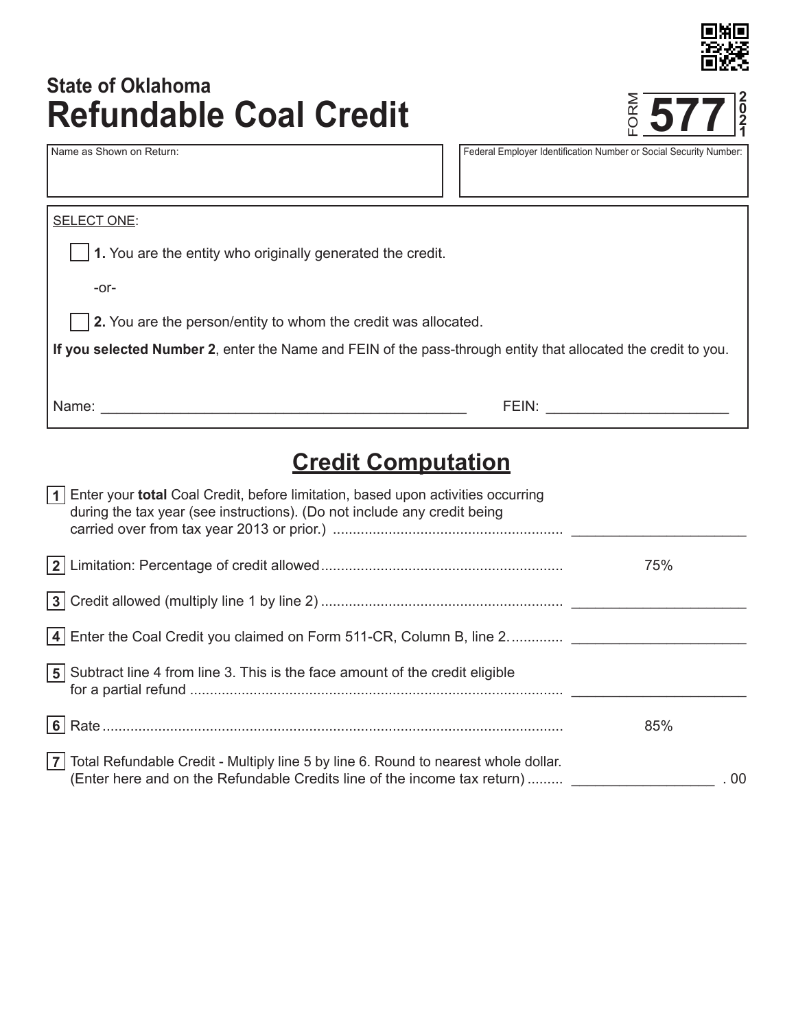State of Oklahoma

# Refundable Coal Credit

FORM **577** 2021

| Name as Shown on Return: | Federal Employer Identification Number or Social Security Number: |
|---|---|
| | |

SELECT ONE:

☐ **1.** You are the entity who originally generated the credit.

-or-

☐ **2.** You are the person/entity to whom the credit was allocated.

**If you selected Number 2**, enter the Name and FEIN of the pass-through entity that allocated the credit to you.

Name: ____________________________________________ FEIN: ______________________

## Credit Computation

| Line | Description | Amount |
|---|---|---|
| 1 | Enter your **total** Coal Credit, before limitation, based upon activities occurring during the tax year (see instructions). (Do not include any credit being carried over from tax year 2013 or prior.) | ______________________ |
| 2 | Limitation: Percentage of credit allowed | 75% |
| 3 | Credit allowed (multiply line 1 by line 2) | ______________________ |
| 4 | Enter the Coal Credit you claimed on Form 511-CR, Column B, line 2. | ______________________ |
| 5 | Subtract line 4 from line 3. This is the face amount of the credit eligible for a partial refund | ______________________ |
| 6 | Rate | 85% |
| 7 | Total Refundable Credit - Multiply line 5 by line 6. Round to nearest whole dollar. (Enter here and on the Refundable Credits line of the income tax return) | __________________ . 00 |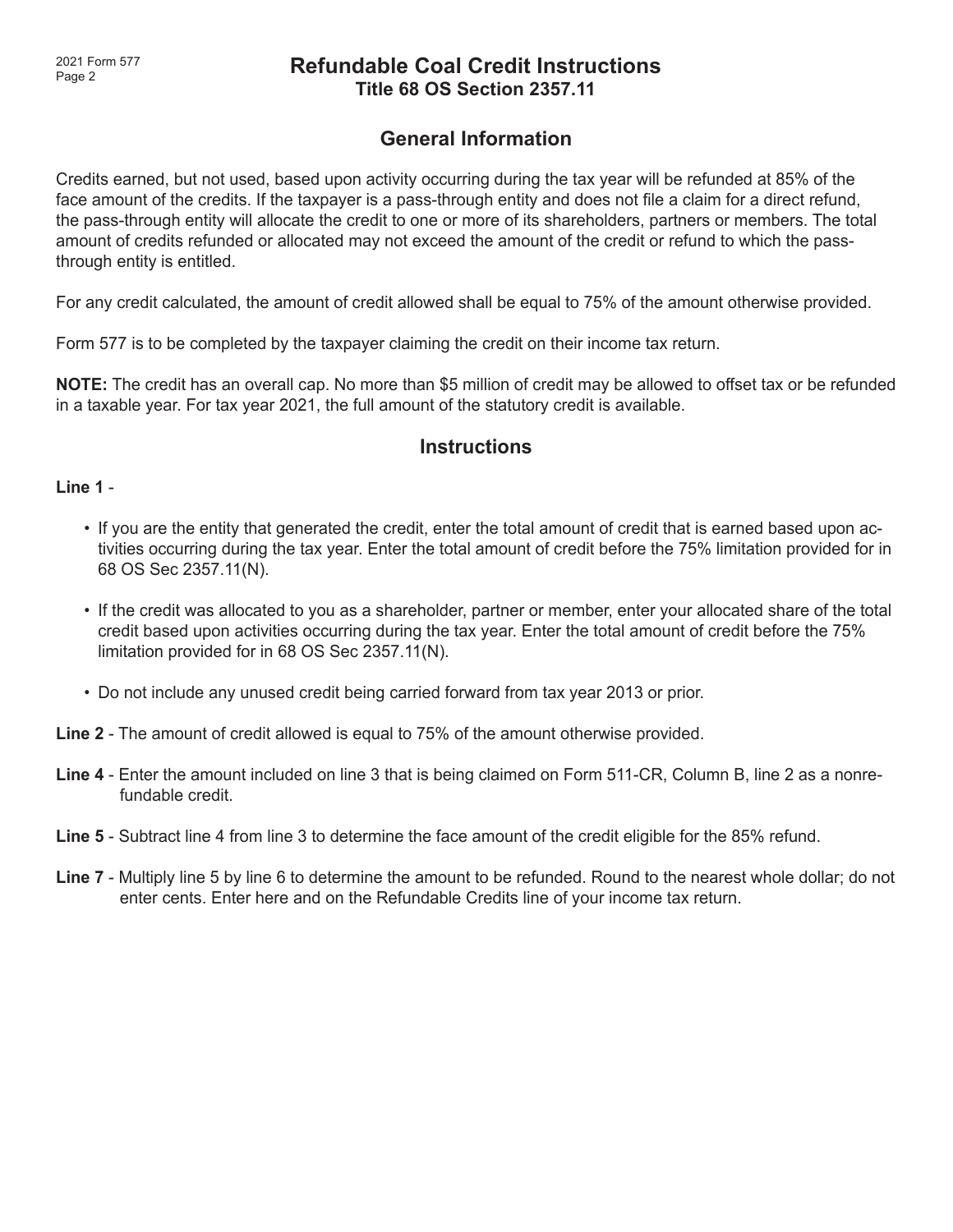# Refundable Coal Credit Instructions

## Title 68 OS Section 2357.11

## General Information

Credits earned, but not used, based upon activity occurring during the tax year will be refunded at 85% of the face amount of the credits. If the taxpayer is a pass-through entity and does not file a claim for a direct refund, the pass-through entity will allocate the credit to one or more of its shareholders, partners or members. The total amount of credits refunded or allocated may not exceed the amount of the credit or refund to which the pass-through entity is entitled.

For any credit calculated, the amount of credit allowed shall be equal to 75% of the amount otherwise provided.

Form 577 is to be completed by the taxpayer claiming the credit on their income tax return.

**NOTE:** The credit has an overall cap. No more than $5 million of credit may be allowed to offset tax or be refunded in a taxable year. For tax year 2021, the full amount of the statutory credit is available.

## Instructions

**Line 1** -

- If you are the entity that generated the credit, enter the total amount of credit that is earned based upon activities occurring during the tax year. Enter the total amount of credit before the 75% limitation provided for in 68 OS Sec 2357.11(N).
- If the credit was allocated to you as a shareholder, partner or member, enter your allocated share of the total credit based upon activities occurring during the tax year. Enter the total amount of credit before the 75% limitation provided for in 68 OS Sec 2357.11(N).
- Do not include any unused credit being carried forward from tax year 2013 or prior.

**Line 2** - The amount of credit allowed is equal to 75% of the amount otherwise provided.

**Line 4** - Enter the amount included on line 3 that is being claimed on Form 511-CR, Column B, line 2 as a nonrefundable credit.

**Line 5** - Subtract line 4 from line 3 to determine the face amount of the credit eligible for the 85% refund.

**Line 7** - Multiply line 5 by line 6 to determine the amount to be refunded. Round to the nearest whole dollar; do not enter cents. Enter here and on the Refundable Credits line of your income tax return.